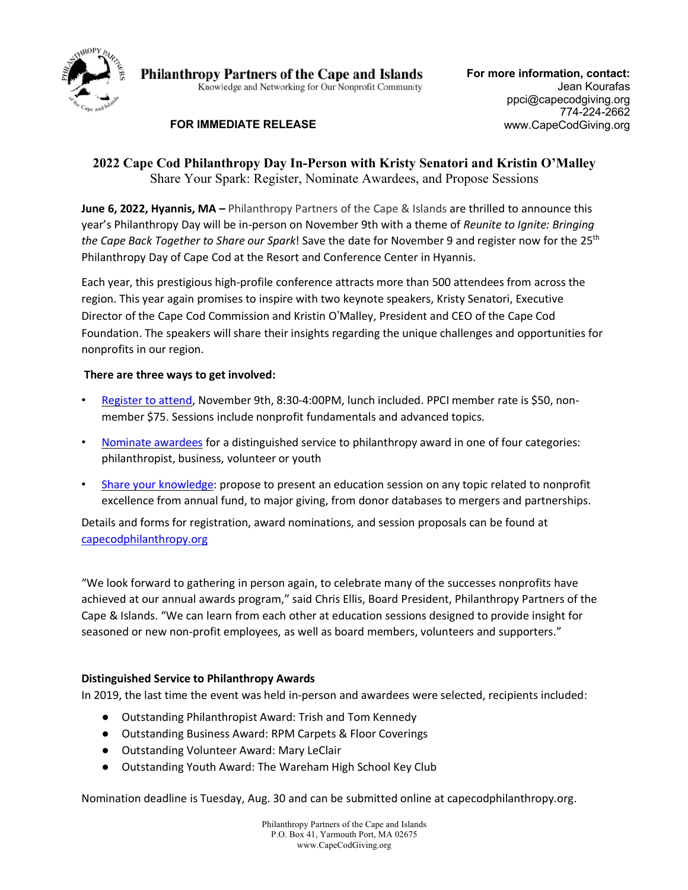**Philanthropy Partners of the Cape and Islands**
Knowledge and Networking for Our Nonprofit Community

**FOR IMMEDIATE RELEASE**

**For more information, contact:**
Jean Kourafas
ppci@capecodgiving.org
774-224-2662
www.CapeCodGiving.org

# 2022 Cape Cod Philanthropy Day In-Person with Kristy Senatori and Kristin O'Malley

## Share Your Spark: Register, Nominate Awardees, and Propose Sessions

**June 6, 2022, Hyannis, MA –** Philanthropy Partners of the Cape & Islands are thrilled to announce this year's Philanthropy Day will be in-person on November 9th with a theme of *Reunite to Ignite: Bringing the Cape Back Together to Share our Spark*! Save the date for November 9 and register now for the 25th Philanthropy Day of Cape Cod at the Resort and Conference Center in Hyannis.

Each year, this prestigious high-profile conference attracts more than 500 attendees from across the region. This year again promises to inspire with two keynote speakers, Kristy Senatori, Executive Director of the Cape Cod Commission and Kristin O'Malley, President and CEO of the Cape Cod Foundation. The speakers will share their insights regarding the unique challenges and opportunities for nonprofits in our region.

**There are three ways to get involved:**

- Register to attend, November 9th, 8:30-4:00PM, lunch included. PPCI member rate is $50, non-member $75. Sessions include nonprofit fundamentals and advanced topics.
- Nominate awardees for a distinguished service to philanthropy award in one of four categories: philanthropist, business, volunteer or youth
- Share your knowledge: propose to present an education session on any topic related to nonprofit excellence from annual fund, to major giving, from donor databases to mergers and partnerships.

Details and forms for registration, award nominations, and session proposals can be found at capecodphilanthropy.org

"We look forward to gathering in person again, to celebrate many of the successes nonprofits have achieved at our annual awards program," said Chris Ellis, Board President, Philanthropy Partners of the Cape & Islands. "We can learn from each other at education sessions designed to provide insight for seasoned or new non-profit employees, as well as board members, volunteers and supporters."

**Distinguished Service to Philanthropy Awards**

In 2019, the last time the event was held in-person and awardees were selected, recipients included:

- Outstanding Philanthropist Award: Trish and Tom Kennedy
- Outstanding Business Award: RPM Carpets & Floor Coverings
- Outstanding Volunteer Award: Mary LeClair
- Outstanding Youth Award: The Wareham High School Key Club

Nomination deadline is Tuesday, Aug. 30 and can be submitted online at capecodphilanthropy.org.

Philanthropy Partners of the Cape and Islands
P.O. Box 41, Yarmouth Port, MA 02675
www.CapeCodGiving.org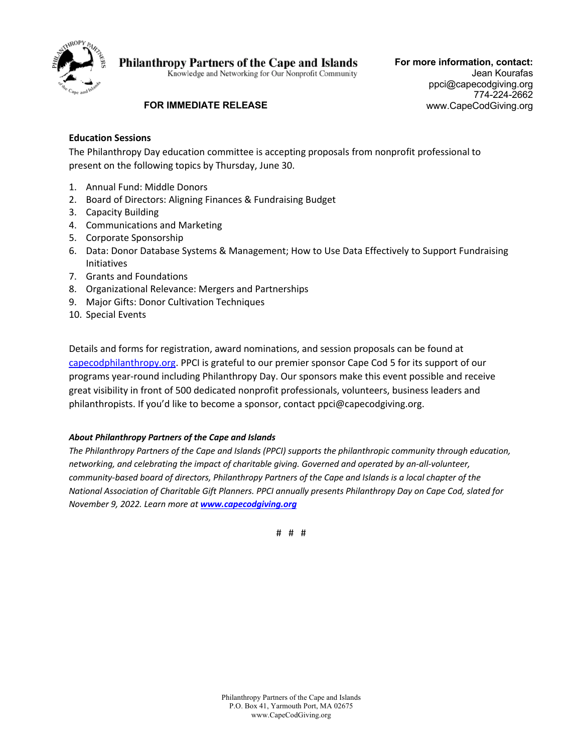Philanthropy Partners of the Cape and Islands
Knowledge and Networking for Our Nonprofit Community

**For more information, contact:**
Jean Kourafas
ppci@capecodgiving.org
774-224-2662
www.CapeCodGiving.org

**FOR IMMEDIATE RELEASE**

**Education Sessions**

The Philanthropy Day education committee is accepting proposals from nonprofit professional to present on the following topics by Thursday, June 30.

1. Annual Fund: Middle Donors
2. Board of Directors: Aligning Finances & Fundraising Budget
3. Capacity Building
4. Communications and Marketing
5. Corporate Sponsorship
6. Data: Donor Database Systems & Management; How to Use Data Effectively to Support Fundraising Initiatives
7. Grants and Foundations
8. Organizational Relevance: Mergers and Partnerships
9. Major Gifts: Donor Cultivation Techniques
10. Special Events

Details and forms for registration, award nominations, and session proposals can be found at capecodphilanthropy.org. PPCI is grateful to our premier sponsor Cape Cod 5 for its support of our programs year-round including Philanthropy Day. Our sponsors make this event possible and receive great visibility in front of 500 dedicated nonprofit professionals, volunteers, business leaders and philanthropists. If you'd like to become a sponsor, contact ppci@capecodgiving.org.

***About Philanthropy Partners of the Cape and Islands***

*The Philanthropy Partners of the Cape and Islands (PPCI) supports the philanthropic community through education, networking, and celebrating the impact of charitable giving. Governed and operated by an-all-volunteer, community-based board of directors, Philanthropy Partners of the Cape and Islands is a local chapter of the National Association of Charitable Gift Planners. PPCI annually presents Philanthropy Day on Cape Cod, slated for November 9, 2022. Learn more at* ***www.capecodgiving.org***

# # #

Philanthropy Partners of the Cape and Islands
P.O. Box 41, Yarmouth Port, MA 02675
www.CapeCodGiving.org